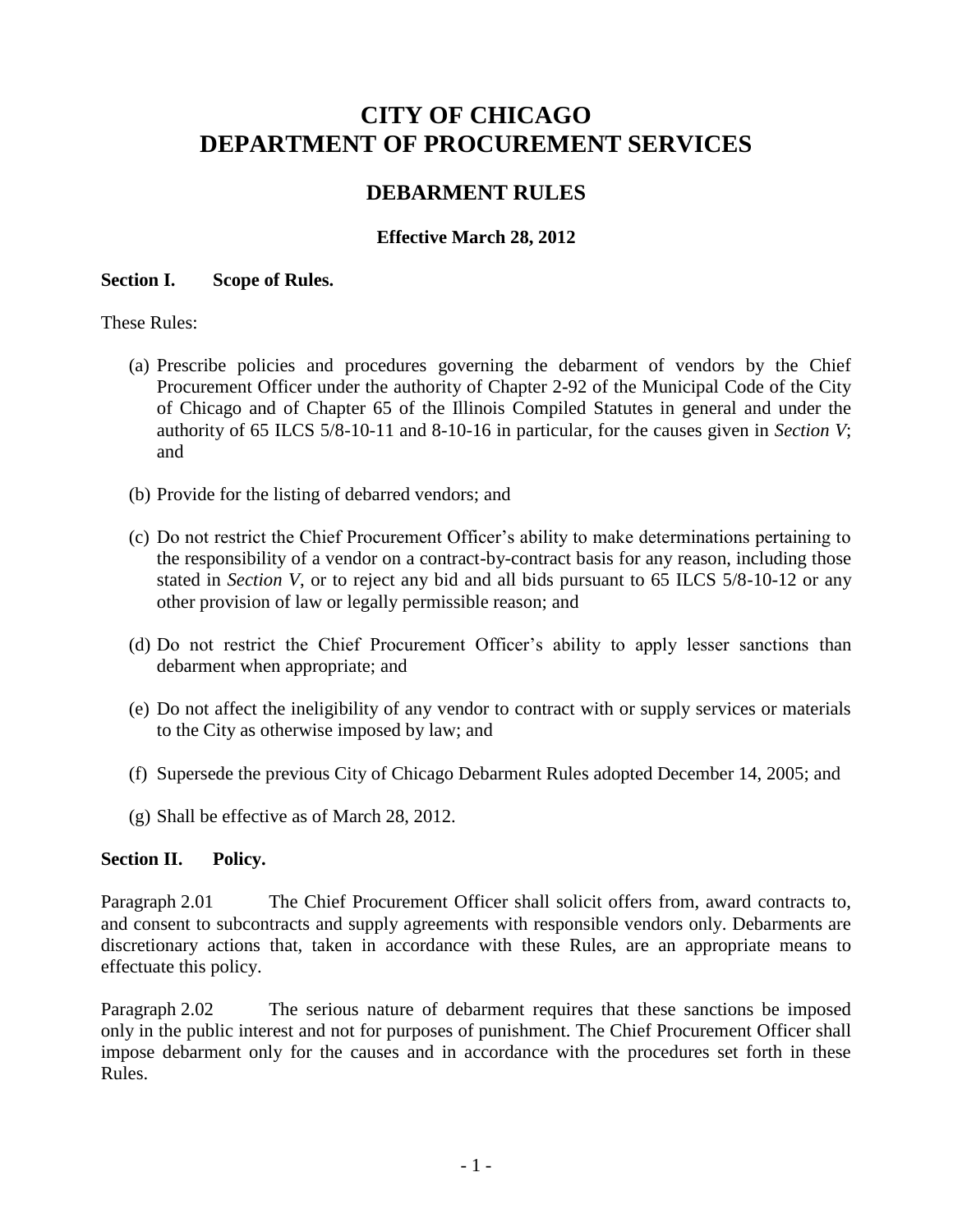# CITY OF CHICAGO
# DEPARTMENT OF PROCUREMENT SERVICES

## DEBARMENT RULES

### Effective March 28, 2012

**Section I. Scope of Rules.**

These Rules:

(a) Prescribe policies and procedures governing the debarment of vendors by the Chief Procurement Officer under the authority of Chapter 2-92 of the Municipal Code of the City of Chicago and of Chapter 65 of the Illinois Compiled Statutes in general and under the authority of 65 ILCS 5/8-10-11 and 8-10-16 in particular, for the causes given in *Section V*; and

(b) Provide for the listing of debarred vendors; and

(c) Do not restrict the Chief Procurement Officer's ability to make determinations pertaining to the responsibility of a vendor on a contract-by-contract basis for any reason, including those stated in *Section V*, or to reject any bid and all bids pursuant to 65 ILCS 5/8-10-12 or any other provision of law or legally permissible reason; and

(d) Do not restrict the Chief Procurement Officer's ability to apply lesser sanctions than debarment when appropriate; and

(e) Do not affect the ineligibility of any vendor to contract with or supply services or materials to the City as otherwise imposed by law; and

(f) Supersede the previous City of Chicago Debarment Rules adopted December 14, 2005; and

(g) Shall be effective as of March 28, 2012.

**Section II. Policy.**

Paragraph 2.01 The Chief Procurement Officer shall solicit offers from, award contracts to, and consent to subcontracts and supply agreements with responsible vendors only. Debarments are discretionary actions that, taken in accordance with these Rules, are an appropriate means to effectuate this policy.

Paragraph 2.02 The serious nature of debarment requires that these sanctions be imposed only in the public interest and not for purposes of punishment. The Chief Procurement Officer shall impose debarment only for the causes and in accordance with the procedures set forth in these Rules.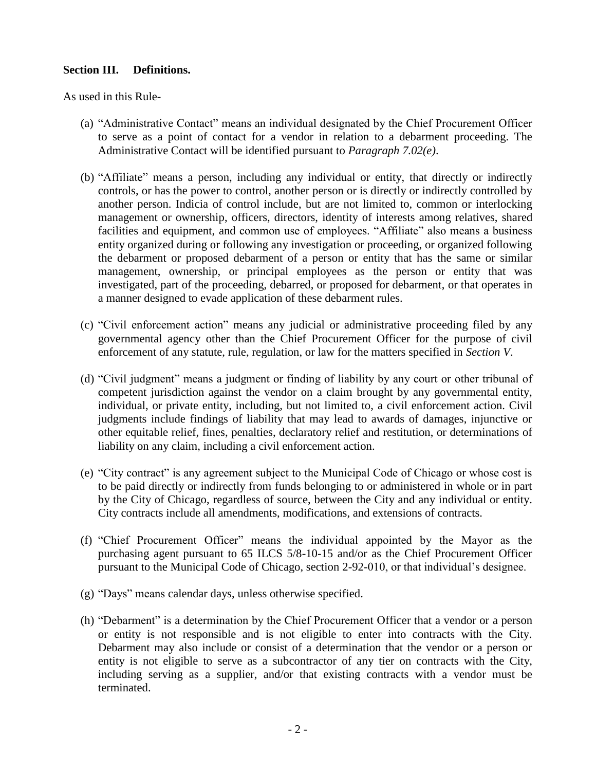## Section III. Definitions.

As used in this Rule-

(a) "Administrative Contact" means an individual designated by the Chief Procurement Officer to serve as a point of contact for a vendor in relation to a debarment proceeding. The Administrative Contact will be identified pursuant to *Paragraph 7.02(e)*.

(b) "Affiliate" means a person, including any individual or entity, that directly or indirectly controls, or has the power to control, another person or is directly or indirectly controlled by another person. Indicia of control include, but are not limited to, common or interlocking management or ownership, officers, directors, identity of interests among relatives, shared facilities and equipment, and common use of employees. "Affiliate" also means a business entity organized during or following any investigation or proceeding, or organized following the debarment or proposed debarment of a person or entity that has the same or similar management, ownership, or principal employees as the person or entity that was investigated, part of the proceeding, debarred, or proposed for debarment, or that operates in a manner designed to evade application of these debarment rules.

(c) "Civil enforcement action" means any judicial or administrative proceeding filed by any governmental agency other than the Chief Procurement Officer for the purpose of civil enforcement of any statute, rule, regulation, or law for the matters specified in *Section V*.

(d) "Civil judgment" means a judgment or finding of liability by any court or other tribunal of competent jurisdiction against the vendor on a claim brought by any governmental entity, individual, or private entity, including, but not limited to, a civil enforcement action. Civil judgments include findings of liability that may lead to awards of damages, injunctive or other equitable relief, fines, penalties, declaratory relief and restitution, or determinations of liability on any claim, including a civil enforcement action.

(e) "City contract" is any agreement subject to the Municipal Code of Chicago or whose cost is to be paid directly or indirectly from funds belonging to or administered in whole or in part by the City of Chicago, regardless of source, between the City and any individual or entity. City contracts include all amendments, modifications, and extensions of contracts.

(f) "Chief Procurement Officer" means the individual appointed by the Mayor as the purchasing agent pursuant to 65 ILCS 5/8-10-15 and/or as the Chief Procurement Officer pursuant to the Municipal Code of Chicago, section 2-92-010, or that individual's designee.

(g) "Days" means calendar days, unless otherwise specified.

(h) "Debarment" is a determination by the Chief Procurement Officer that a vendor or a person or entity is not responsible and is not eligible to enter into contracts with the City. Debarment may also include or consist of a determination that the vendor or a person or entity is not eligible to serve as a subcontractor of any tier on contracts with the City, including serving as a supplier, and/or that existing contracts with a vendor must be terminated.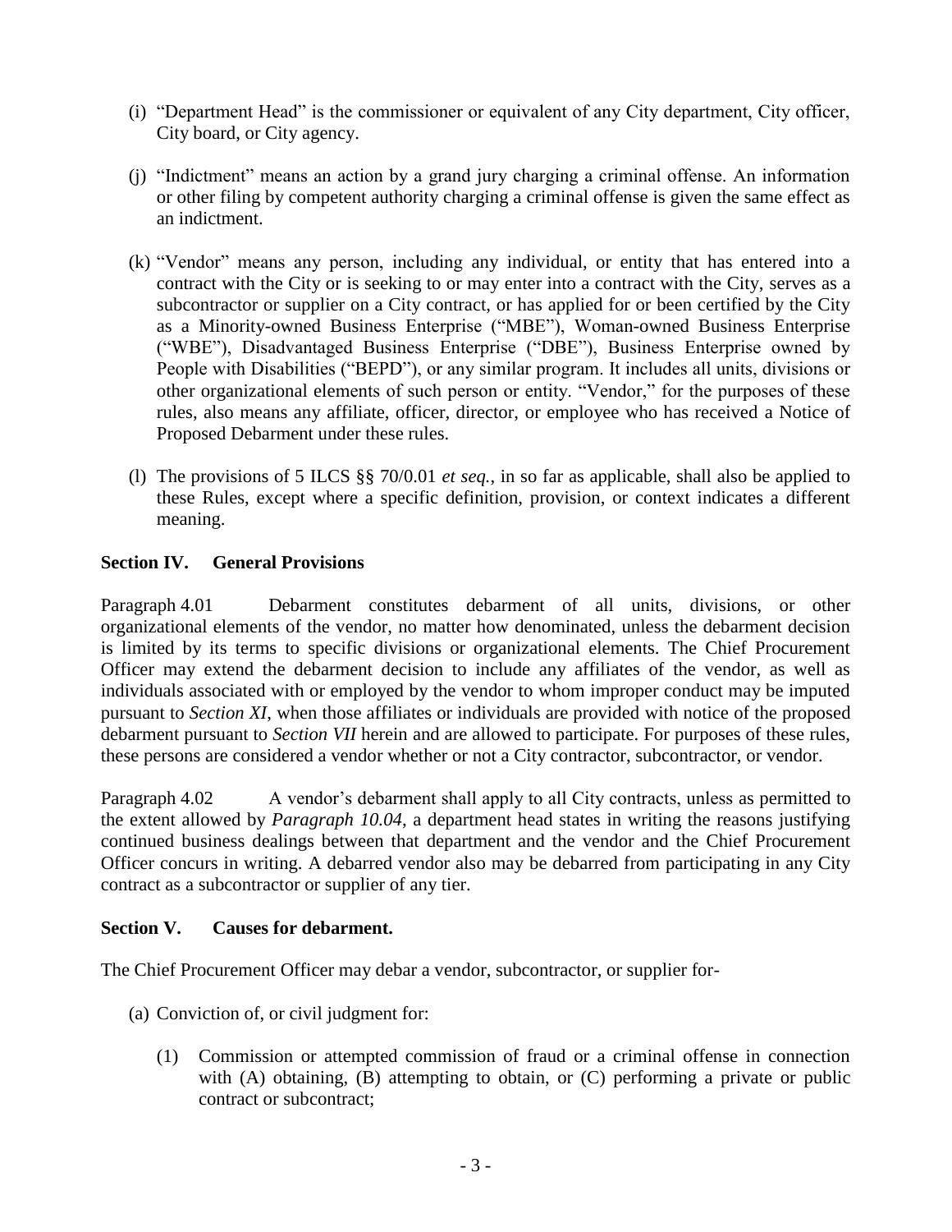(i) "Department Head" is the commissioner or equivalent of any City department, City officer, City board, or City agency.

(j) "Indictment" means an action by a grand jury charging a criminal offense. An information or other filing by competent authority charging a criminal offense is given the same effect as an indictment.

(k) "Vendor" means any person, including any individual, or entity that has entered into a contract with the City or is seeking to or may enter into a contract with the City, serves as a subcontractor or supplier on a City contract, or has applied for or been certified by the City as a Minority-owned Business Enterprise ("MBE"), Woman-owned Business Enterprise ("WBE"), Disadvantaged Business Enterprise ("DBE"), Business Enterprise owned by People with Disabilities ("BEPD"), or any similar program. It includes all units, divisions or other organizational elements of such person or entity. "Vendor," for the purposes of these rules, also means any affiliate, officer, director, or employee who has received a Notice of Proposed Debarment under these rules.

(l) The provisions of 5 ILCS §§ 70/0.01 *et seq.*, in so far as applicable, shall also be applied to these Rules, except where a specific definition, provision, or context indicates a different meaning.

**Section IV. General Provisions**

Paragraph 4.01 Debarment constitutes debarment of all units, divisions, or other organizational elements of the vendor, no matter how denominated, unless the debarment decision is limited by its terms to specific divisions or organizational elements. The Chief Procurement Officer may extend the debarment decision to include any affiliates of the vendor, as well as individuals associated with or employed by the vendor to whom improper conduct may be imputed pursuant to *Section XI*, when those affiliates or individuals are provided with notice of the proposed debarment pursuant to *Section VII* herein and are allowed to participate. For purposes of these rules, these persons are considered a vendor whether or not a City contractor, subcontractor, or vendor.

Paragraph 4.02 A vendor's debarment shall apply to all City contracts, unless as permitted to the extent allowed by *Paragraph 10.04*, a department head states in writing the reasons justifying continued business dealings between that department and the vendor and the Chief Procurement Officer concurs in writing. A debarred vendor also may be debarred from participating in any City contract as a subcontractor or supplier of any tier.

**Section V. Causes for debarment.**

The Chief Procurement Officer may debar a vendor, subcontractor, or supplier for-

(a) Conviction of, or civil judgment for:

(1) Commission or attempted commission of fraud or a criminal offense in connection with (A) obtaining, (B) attempting to obtain, or (C) performing a private or public contract or subcontract;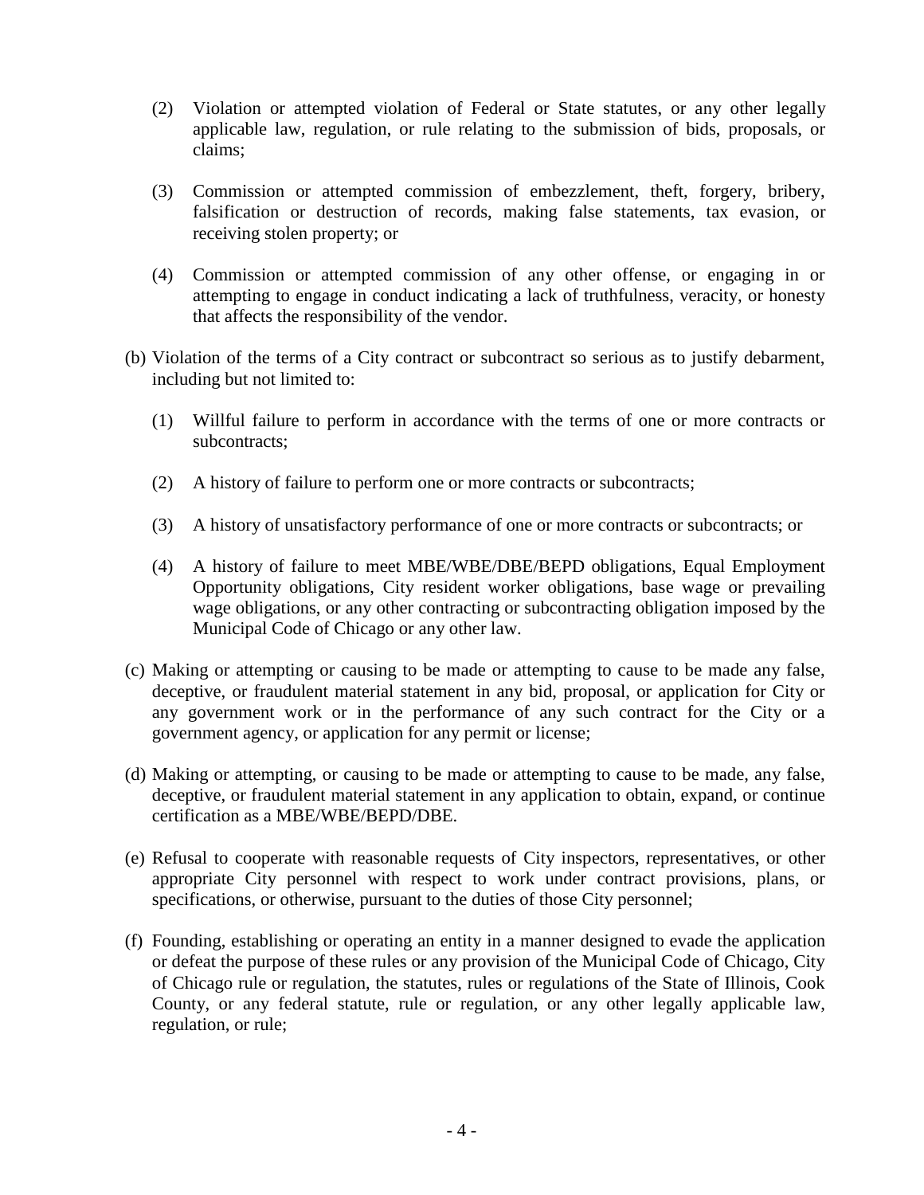(2) Violation or attempted violation of Federal or State statutes, or any other legally applicable law, regulation, or rule relating to the submission of bids, proposals, or claims;

(3) Commission or attempted commission of embezzlement, theft, forgery, bribery, falsification or destruction of records, making false statements, tax evasion, or receiving stolen property; or

(4) Commission or attempted commission of any other offense, or engaging in or attempting to engage in conduct indicating a lack of truthfulness, veracity, or honesty that affects the responsibility of the vendor.

(b) Violation of the terms of a City contract or subcontract so serious as to justify debarment, including but not limited to:

(1) Willful failure to perform in accordance with the terms of one or more contracts or subcontracts;

(2) A history of failure to perform one or more contracts or subcontracts;

(3) A history of unsatisfactory performance of one or more contracts or subcontracts; or

(4) A history of failure to meet MBE/WBE/DBE/BEPD obligations, Equal Employment Opportunity obligations, City resident worker obligations, base wage or prevailing wage obligations, or any other contracting or subcontracting obligation imposed by the Municipal Code of Chicago or any other law.

(c) Making or attempting or causing to be made or attempting to cause to be made any false, deceptive, or fraudulent material statement in any bid, proposal, or application for City or any government work or in the performance of any such contract for the City or a government agency, or application for any permit or license;

(d) Making or attempting, or causing to be made or attempting to cause to be made, any false, deceptive, or fraudulent material statement in any application to obtain, expand, or continue certification as a MBE/WBE/BEPD/DBE.

(e) Refusal to cooperate with reasonable requests of City inspectors, representatives, or other appropriate City personnel with respect to work under contract provisions, plans, or specifications, or otherwise, pursuant to the duties of those City personnel;

(f) Founding, establishing or operating an entity in a manner designed to evade the application or defeat the purpose of these rules or any provision of the Municipal Code of Chicago, City of Chicago rule or regulation, the statutes, rules or regulations of the State of Illinois, Cook County, or any federal statute, rule or regulation, or any other legally applicable law, regulation, or rule;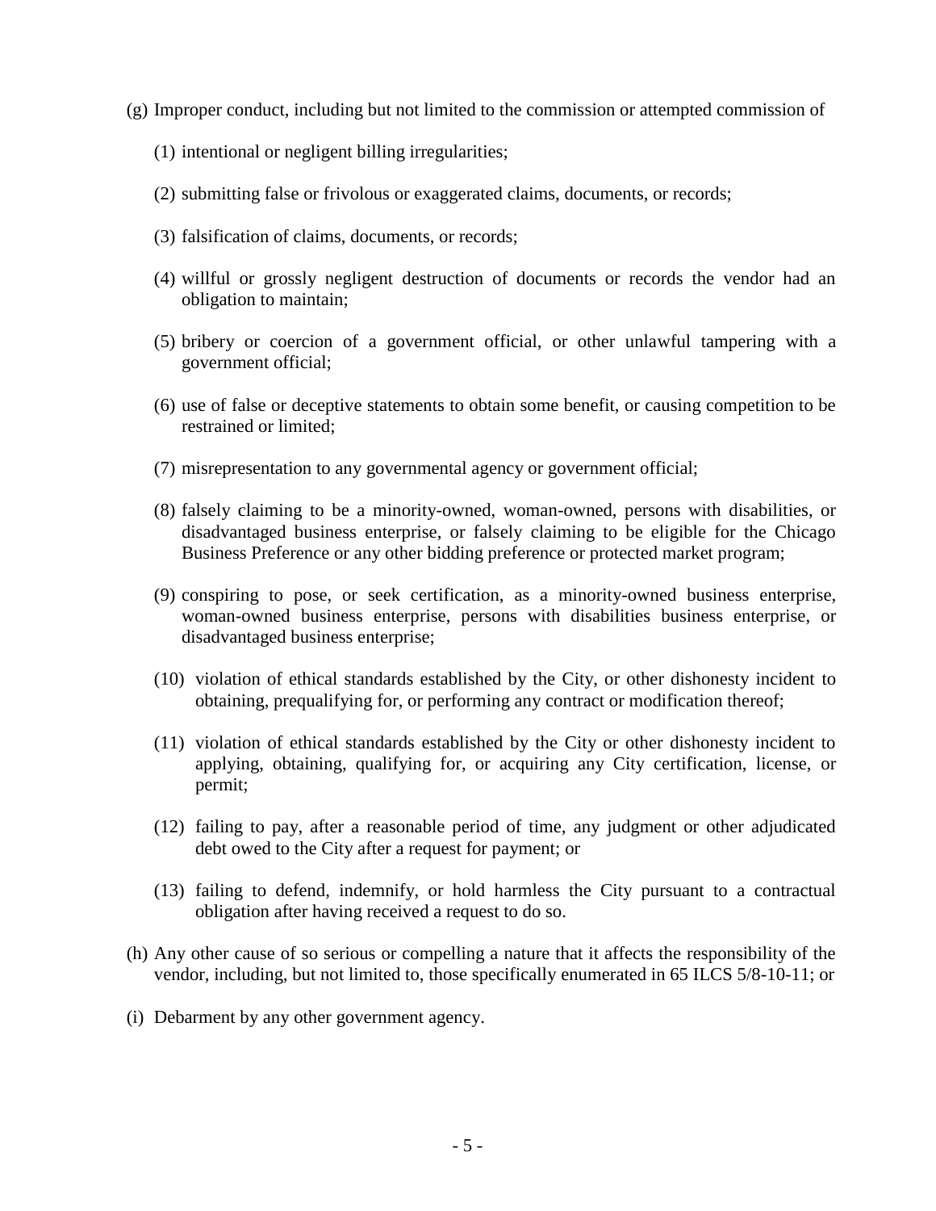(g) Improper conduct, including but not limited to the commission or attempted commission of

   (1) intentional or negligent billing irregularities;

   (2) submitting false or frivolous or exaggerated claims, documents, or records;

   (3) falsification of claims, documents, or records;

   (4) willful or grossly negligent destruction of documents or records the vendor had an obligation to maintain;

   (5) bribery or coercion of a government official, or other unlawful tampering with a government official;

   (6) use of false or deceptive statements to obtain some benefit, or causing competition to be restrained or limited;

   (7) misrepresentation to any governmental agency or government official;

   (8) falsely claiming to be a minority-owned, woman-owned, persons with disabilities, or disadvantaged business enterprise, or falsely claiming to be eligible for the Chicago Business Preference or any other bidding preference or protected market program;

   (9) conspiring to pose, or seek certification, as a minority-owned business enterprise, woman-owned business enterprise, persons with disabilities business enterprise, or disadvantaged business enterprise;

   (10) violation of ethical standards established by the City, or other dishonesty incident to obtaining, prequalifying for, or performing any contract or modification thereof;

   (11) violation of ethical standards established by the City or other dishonesty incident to applying, obtaining, qualifying for, or acquiring any City certification, license, or permit;

   (12) failing to pay, after a reasonable period of time, any judgment or other adjudicated debt owed to the City after a request for payment; or

   (13) failing to defend, indemnify, or hold harmless the City pursuant to a contractual obligation after having received a request to do so.

(h) Any other cause of so serious or compelling a nature that it affects the responsibility of the vendor, including, but not limited to, those specifically enumerated in 65 ILCS 5/8-10-11; or

(i) Debarment by any other government agency.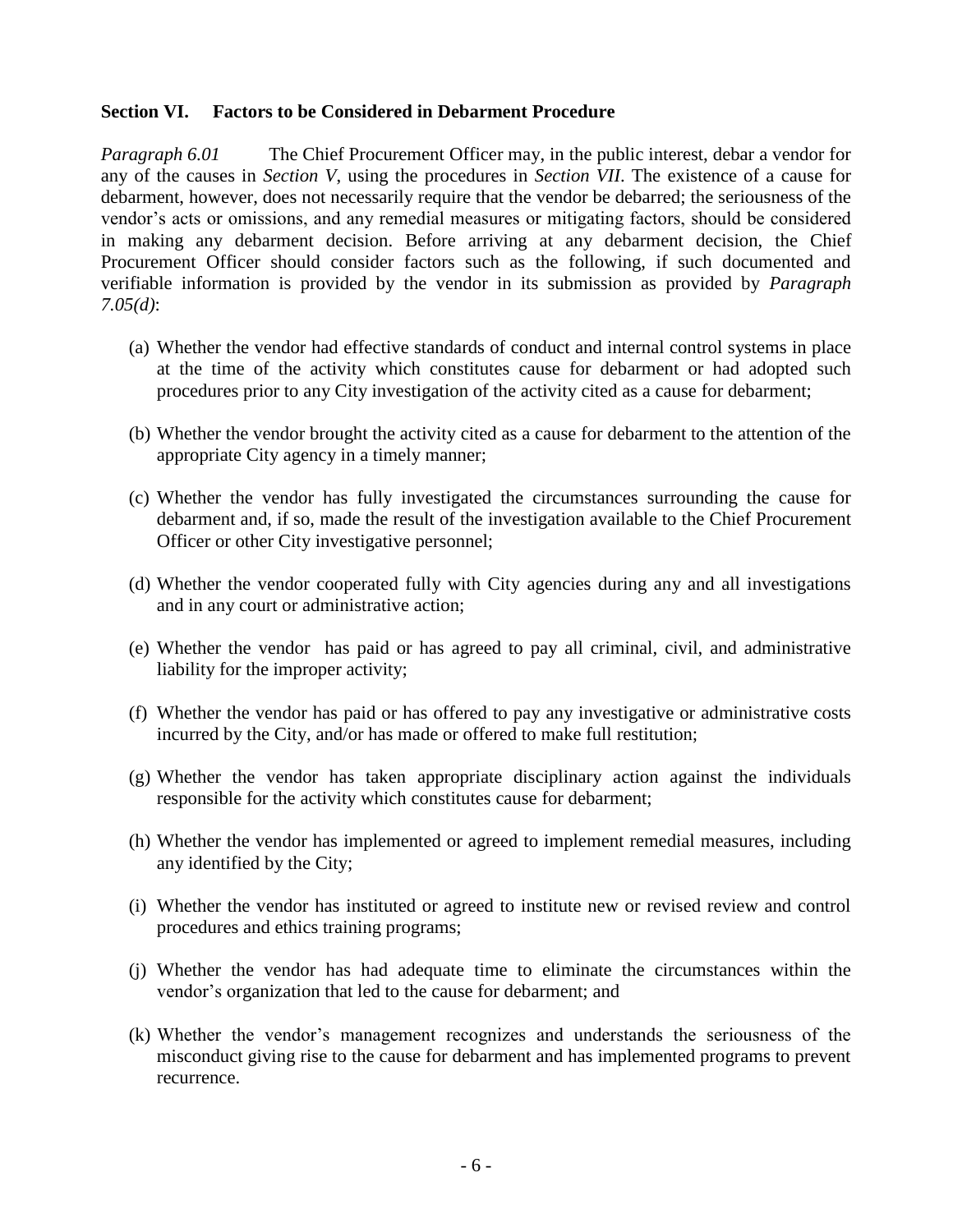## Section VI. Factors to be Considered in Debarment Procedure

*Paragraph 6.01* The Chief Procurement Officer may, in the public interest, debar a vendor for any of the causes in *Section V*, using the procedures in *Section VII*. The existence of a cause for debarment, however, does not necessarily require that the vendor be debarred; the seriousness of the vendor's acts or omissions, and any remedial measures or mitigating factors, should be considered in making any debarment decision. Before arriving at any debarment decision, the Chief Procurement Officer should consider factors such as the following, if such documented and verifiable information is provided by the vendor in its submission as provided by *Paragraph 7.05(d)*:

(a) Whether the vendor had effective standards of conduct and internal control systems in place at the time of the activity which constitutes cause for debarment or had adopted such procedures prior to any City investigation of the activity cited as a cause for debarment;

(b) Whether the vendor brought the activity cited as a cause for debarment to the attention of the appropriate City agency in a timely manner;

(c) Whether the vendor has fully investigated the circumstances surrounding the cause for debarment and, if so, made the result of the investigation available to the Chief Procurement Officer or other City investigative personnel;

(d) Whether the vendor cooperated fully with City agencies during any and all investigations and in any court or administrative action;

(e) Whether the vendor has paid or has agreed to pay all criminal, civil, and administrative liability for the improper activity;

(f) Whether the vendor has paid or has offered to pay any investigative or administrative costs incurred by the City, and/or has made or offered to make full restitution;

(g) Whether the vendor has taken appropriate disciplinary action against the individuals responsible for the activity which constitutes cause for debarment;

(h) Whether the vendor has implemented or agreed to implement remedial measures, including any identified by the City;

(i) Whether the vendor has instituted or agreed to institute new or revised review and control procedures and ethics training programs;

(j) Whether the vendor has had adequate time to eliminate the circumstances within the vendor's organization that led to the cause for debarment; and

(k) Whether the vendor's management recognizes and understands the seriousness of the misconduct giving rise to the cause for debarment and has implemented programs to prevent recurrence.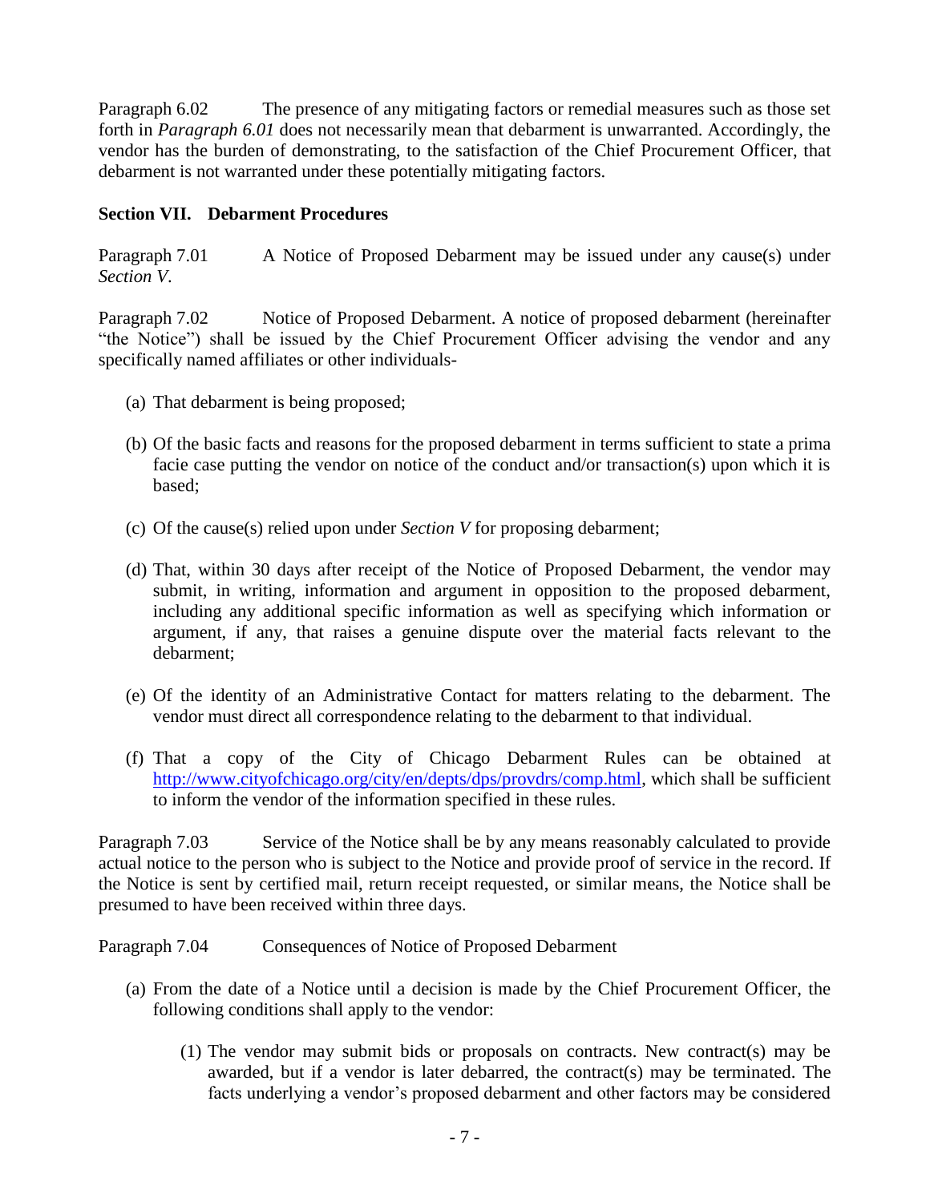Paragraph 6.02 The presence of any mitigating factors or remedial measures such as those set forth in *Paragraph 6.01* does not necessarily mean that debarment is unwarranted. Accordingly, the vendor has the burden of demonstrating, to the satisfaction of the Chief Procurement Officer, that debarment is not warranted under these potentially mitigating factors.

## Section VII. Debarment Procedures

Paragraph 7.01 A Notice of Proposed Debarment may be issued under any cause(s) under *Section V*.

Paragraph 7.02 Notice of Proposed Debarment. A notice of proposed debarment (hereinafter "the Notice") shall be issued by the Chief Procurement Officer advising the vendor and any specifically named affiliates or other individuals-

(a) That debarment is being proposed;

(b) Of the basic facts and reasons for the proposed debarment in terms sufficient to state a prima facie case putting the vendor on notice of the conduct and/or transaction(s) upon which it is based;

(c) Of the cause(s) relied upon under *Section V* for proposing debarment;

(d) That, within 30 days after receipt of the Notice of Proposed Debarment, the vendor may submit, in writing, information and argument in opposition to the proposed debarment, including any additional specific information as well as specifying which information or argument, if any, that raises a genuine dispute over the material facts relevant to the debarment;

(e) Of the identity of an Administrative Contact for matters relating to the debarment. The vendor must direct all correspondence relating to the debarment to that individual.

(f) That a copy of the City of Chicago Debarment Rules can be obtained at http://www.cityofchicago.org/city/en/depts/dps/provdrs/comp.html, which shall be sufficient to inform the vendor of the information specified in these rules.

Paragraph 7.03 Service of the Notice shall be by any means reasonably calculated to provide actual notice to the person who is subject to the Notice and provide proof of service in the record. If the Notice is sent by certified mail, return receipt requested, or similar means, the Notice shall be presumed to have been received within three days.

Paragraph 7.04 Consequences of Notice of Proposed Debarment

(a) From the date of a Notice until a decision is made by the Chief Procurement Officer, the following conditions shall apply to the vendor:

   (1) The vendor may submit bids or proposals on contracts. New contract(s) may be awarded, but if a vendor is later debarred, the contract(s) may be terminated. The facts underlying a vendor's proposed debarment and other factors may be considered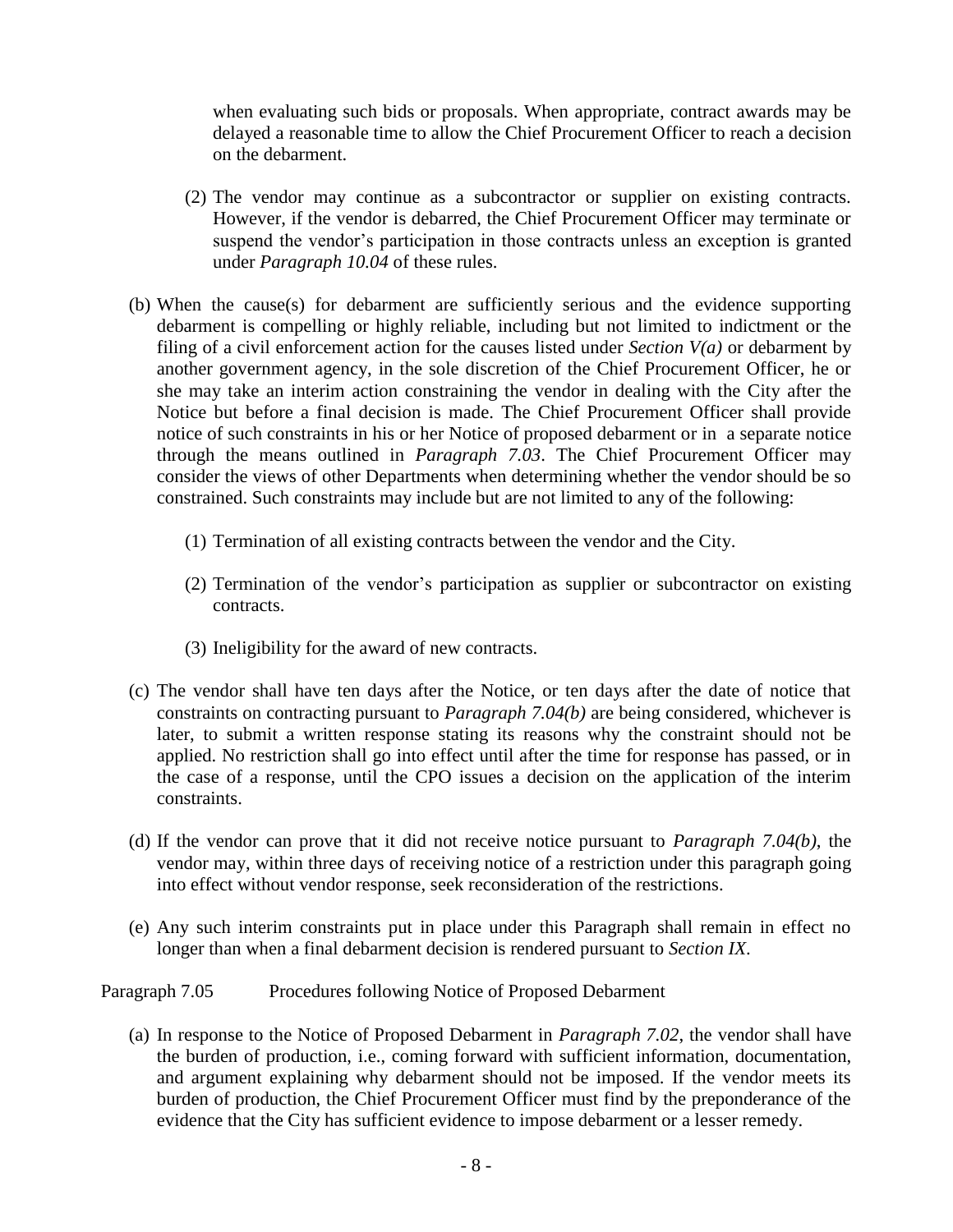when evaluating such bids or proposals. When appropriate, contract awards may be delayed a reasonable time to allow the Chief Procurement Officer to reach a decision on the debarment.

(2) The vendor may continue as a subcontractor or supplier on existing contracts. However, if the vendor is debarred, the Chief Procurement Officer may terminate or suspend the vendor's participation in those contracts unless an exception is granted under *Paragraph 10.04* of these rules.

(b) When the cause(s) for debarment are sufficiently serious and the evidence supporting debarment is compelling or highly reliable, including but not limited to indictment or the filing of a civil enforcement action for the causes listed under *Section V(a)* or debarment by another government agency, in the sole discretion of the Chief Procurement Officer, he or she may take an interim action constraining the vendor in dealing with the City after the Notice but before a final decision is made. The Chief Procurement Officer shall provide notice of such constraints in his or her Notice of proposed debarment or in a separate notice through the means outlined in *Paragraph 7.03*. The Chief Procurement Officer may consider the views of other Departments when determining whether the vendor should be so constrained. Such constraints may include but are not limited to any of the following:

(1) Termination of all existing contracts between the vendor and the City.

(2) Termination of the vendor's participation as supplier or subcontractor on existing contracts.

(3) Ineligibility for the award of new contracts.

(c) The vendor shall have ten days after the Notice, or ten days after the date of notice that constraints on contracting pursuant to *Paragraph 7.04(b)* are being considered, whichever is later, to submit a written response stating its reasons why the constraint should not be applied. No restriction shall go into effect until after the time for response has passed, or in the case of a response, until the CPO issues a decision on the application of the interim constraints.

(d) If the vendor can prove that it did not receive notice pursuant to *Paragraph 7.04(b)*, the vendor may, within three days of receiving notice of a restriction under this paragraph going into effect without vendor response, seek reconsideration of the restrictions.

(e) Any such interim constraints put in place under this Paragraph shall remain in effect no longer than when a final debarment decision is rendered pursuant to *Section IX*.

Paragraph 7.05 Procedures following Notice of Proposed Debarment

(a) In response to the Notice of Proposed Debarment in *Paragraph 7.02*, the vendor shall have the burden of production, i.e., coming forward with sufficient information, documentation, and argument explaining why debarment should not be imposed. If the vendor meets its burden of production, the Chief Procurement Officer must find by the preponderance of the evidence that the City has sufficient evidence to impose debarment or a lesser remedy.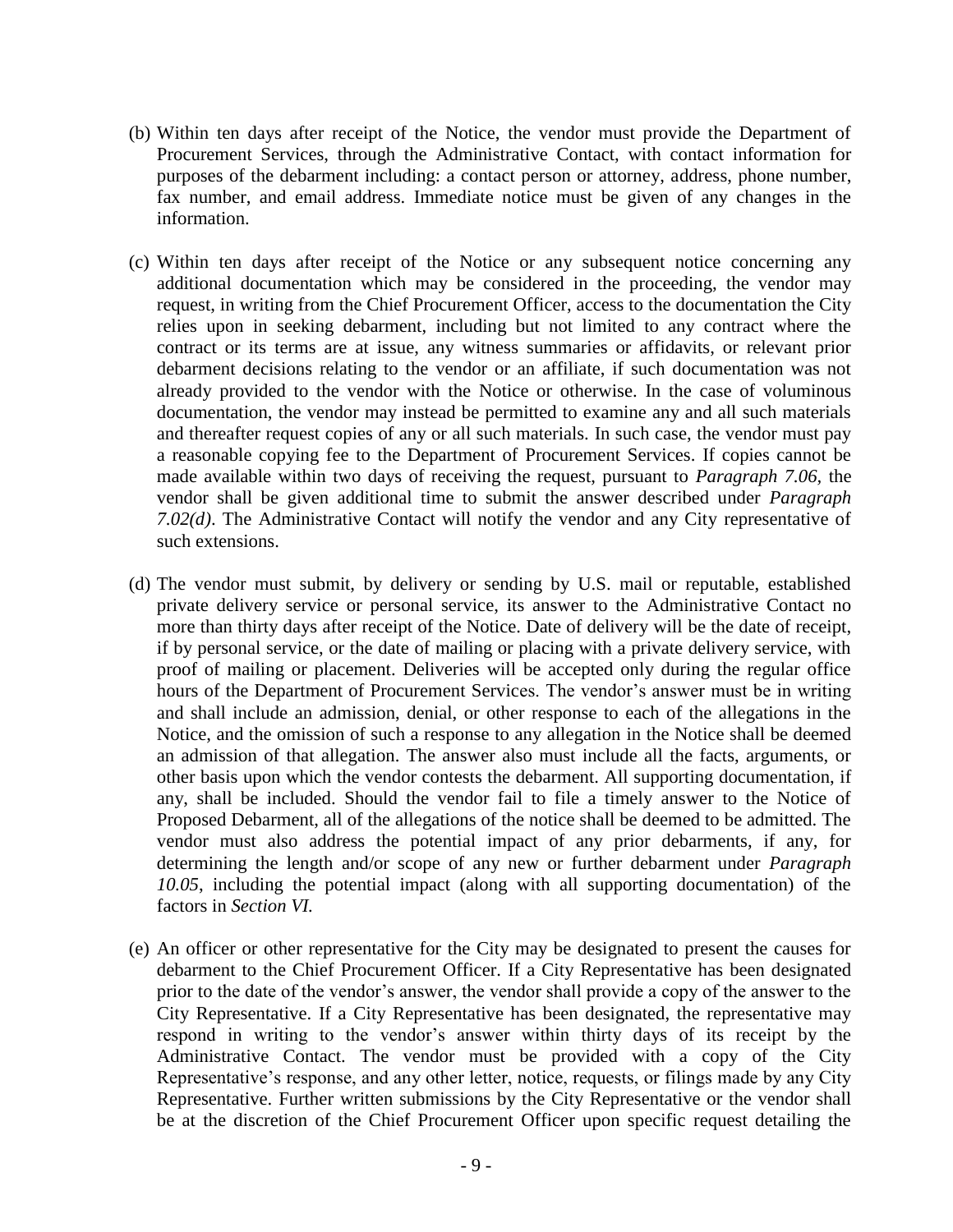(b) Within ten days after receipt of the Notice, the vendor must provide the Department of Procurement Services, through the Administrative Contact, with contact information for purposes of the debarment including: a contact person or attorney, address, phone number, fax number, and email address. Immediate notice must be given of any changes in the information.

(c) Within ten days after receipt of the Notice or any subsequent notice concerning any additional documentation which may be considered in the proceeding, the vendor may request, in writing from the Chief Procurement Officer, access to the documentation the City relies upon in seeking debarment, including but not limited to any contract where the contract or its terms are at issue, any witness summaries or affidavits, or relevant prior debarment decisions relating to the vendor or an affiliate, if such documentation was not already provided to the vendor with the Notice or otherwise. In the case of voluminous documentation, the vendor may instead be permitted to examine any and all such materials and thereafter request copies of any or all such materials. In such case, the vendor must pay a reasonable copying fee to the Department of Procurement Services. If copies cannot be made available within two days of receiving the request, pursuant to *Paragraph 7.06*, the vendor shall be given additional time to submit the answer described under *Paragraph 7.02(d)*. The Administrative Contact will notify the vendor and any City representative of such extensions.

(d) The vendor must submit, by delivery or sending by U.S. mail or reputable, established private delivery service or personal service, its answer to the Administrative Contact no more than thirty days after receipt of the Notice. Date of delivery will be the date of receipt, if by personal service, or the date of mailing or placing with a private delivery service, with proof of mailing or placement. Deliveries will be accepted only during the regular office hours of the Department of Procurement Services. The vendor's answer must be in writing and shall include an admission, denial, or other response to each of the allegations in the Notice, and the omission of such a response to any allegation in the Notice shall be deemed an admission of that allegation. The answer also must include all the facts, arguments, or other basis upon which the vendor contests the debarment. All supporting documentation, if any, shall be included. Should the vendor fail to file a timely answer to the Notice of Proposed Debarment, all of the allegations of the notice shall be deemed to be admitted. The vendor must also address the potential impact of any prior debarments, if any, for determining the length and/or scope of any new or further debarment under *Paragraph 10.05*, including the potential impact (along with all supporting documentation) of the factors in *Section VI.*

(e) An officer or other representative for the City may be designated to present the causes for debarment to the Chief Procurement Officer. If a City Representative has been designated prior to the date of the vendor's answer, the vendor shall provide a copy of the answer to the City Representative. If a City Representative has been designated, the representative may respond in writing to the vendor's answer within thirty days of its receipt by the Administrative Contact. The vendor must be provided with a copy of the City Representative's response, and any other letter, notice, requests, or filings made by any City Representative. Further written submissions by the City Representative or the vendor shall be at the discretion of the Chief Procurement Officer upon specific request detailing the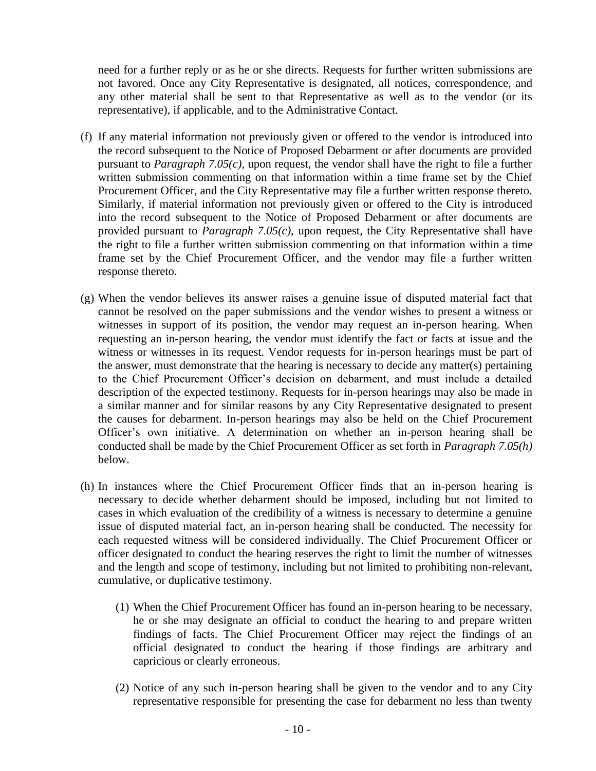need for a further reply or as he or she directs. Requests for further written submissions are not favored. Once any City Representative is designated, all notices, correspondence, and any other material shall be sent to that Representative as well as to the vendor (or its representative), if applicable, and to the Administrative Contact.

(f) If any material information not previously given or offered to the vendor is introduced into the record subsequent to the Notice of Proposed Debarment or after documents are provided pursuant to *Paragraph 7.05(c)*, upon request, the vendor shall have the right to file a further written submission commenting on that information within a time frame set by the Chief Procurement Officer, and the City Representative may file a further written response thereto. Similarly, if material information not previously given or offered to the City is introduced into the record subsequent to the Notice of Proposed Debarment or after documents are provided pursuant to *Paragraph 7.05(c)*, upon request, the City Representative shall have the right to file a further written submission commenting on that information within a time frame set by the Chief Procurement Officer, and the vendor may file a further written response thereto.

(g) When the vendor believes its answer raises a genuine issue of disputed material fact that cannot be resolved on the paper submissions and the vendor wishes to present a witness or witnesses in support of its position, the vendor may request an in-person hearing. When requesting an in-person hearing, the vendor must identify the fact or facts at issue and the witness or witnesses in its request. Vendor requests for in-person hearings must be part of the answer, must demonstrate that the hearing is necessary to decide any matter(s) pertaining to the Chief Procurement Officer's decision on debarment, and must include a detailed description of the expected testimony. Requests for in-person hearings may also be made in a similar manner and for similar reasons by any City Representative designated to present the causes for debarment. In-person hearings may also be held on the Chief Procurement Officer's own initiative. A determination on whether an in-person hearing shall be conducted shall be made by the Chief Procurement Officer as set forth in *Paragraph 7.05(h)* below.

(h) In instances where the Chief Procurement Officer finds that an in-person hearing is necessary to decide whether debarment should be imposed, including but not limited to cases in which evaluation of the credibility of a witness is necessary to determine a genuine issue of disputed material fact, an in-person hearing shall be conducted. The necessity for each requested witness will be considered individually. The Chief Procurement Officer or officer designated to conduct the hearing reserves the right to limit the number of witnesses and the length and scope of testimony, including but not limited to prohibiting non-relevant, cumulative, or duplicative testimony.

   (1) When the Chief Procurement Officer has found an in-person hearing to be necessary, he or she may designate an official to conduct the hearing to and prepare written findings of facts. The Chief Procurement Officer may reject the findings of an official designated to conduct the hearing if those findings are arbitrary and capricious or clearly erroneous.

   (2) Notice of any such in-person hearing shall be given to the vendor and to any City representative responsible for presenting the case for debarment no less than twenty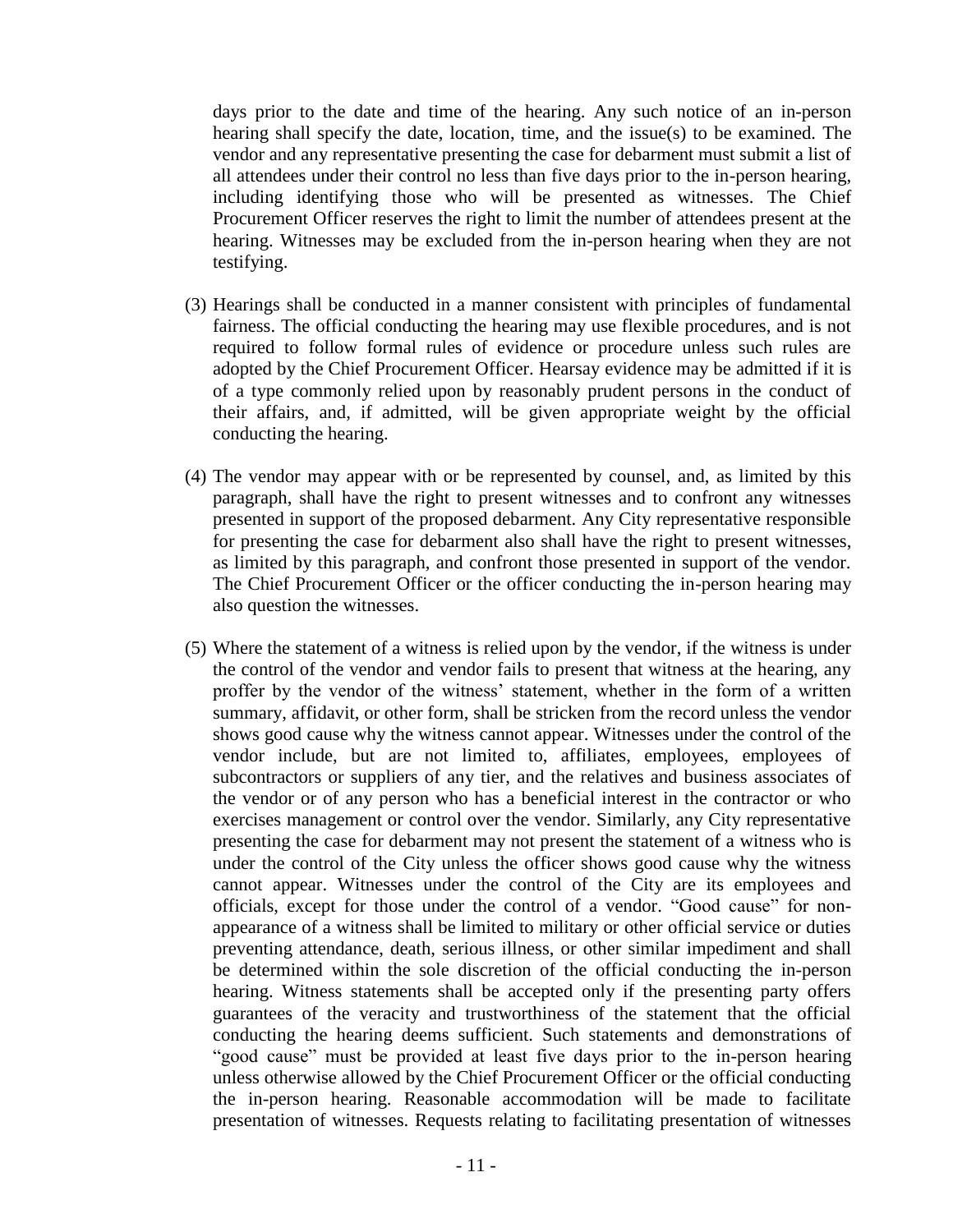days prior to the date and time of the hearing. Any such notice of an in-person hearing shall specify the date, location, time, and the issue(s) to be examined. The vendor and any representative presenting the case for debarment must submit a list of all attendees under their control no less than five days prior to the in-person hearing, including identifying those who will be presented as witnesses. The Chief Procurement Officer reserves the right to limit the number of attendees present at the hearing. Witnesses may be excluded from the in-person hearing when they are not testifying.

(3) Hearings shall be conducted in a manner consistent with principles of fundamental fairness. The official conducting the hearing may use flexible procedures, and is not required to follow formal rules of evidence or procedure unless such rules are adopted by the Chief Procurement Officer. Hearsay evidence may be admitted if it is of a type commonly relied upon by reasonably prudent persons in the conduct of their affairs, and, if admitted, will be given appropriate weight by the official conducting the hearing.

(4) The vendor may appear with or be represented by counsel, and, as limited by this paragraph, shall have the right to present witnesses and to confront any witnesses presented in support of the proposed debarment. Any City representative responsible for presenting the case for debarment also shall have the right to present witnesses, as limited by this paragraph, and confront those presented in support of the vendor. The Chief Procurement Officer or the officer conducting the in-person hearing may also question the witnesses.

(5) Where the statement of a witness is relied upon by the vendor, if the witness is under the control of the vendor and vendor fails to present that witness at the hearing, any proffer by the vendor of the witness' statement, whether in the form of a written summary, affidavit, or other form, shall be stricken from the record unless the vendor shows good cause why the witness cannot appear. Witnesses under the control of the vendor include, but are not limited to, affiliates, employees, employees of subcontractors or suppliers of any tier, and the relatives and business associates of the vendor or of any person who has a beneficial interest in the contractor or who exercises management or control over the vendor. Similarly, any City representative presenting the case for debarment may not present the statement of a witness who is under the control of the City unless the officer shows good cause why the witness cannot appear. Witnesses under the control of the City are its employees and officials, except for those under the control of a vendor. "Good cause" for non-appearance of a witness shall be limited to military or other official service or duties preventing attendance, death, serious illness, or other similar impediment and shall be determined within the sole discretion of the official conducting the in-person hearing. Witness statements shall be accepted only if the presenting party offers guarantees of the veracity and trustworthiness of the statement that the official conducting the hearing deems sufficient. Such statements and demonstrations of "good cause" must be provided at least five days prior to the in-person hearing unless otherwise allowed by the Chief Procurement Officer or the official conducting the in-person hearing. Reasonable accommodation will be made to facilitate presentation of witnesses. Requests relating to facilitating presentation of witnesses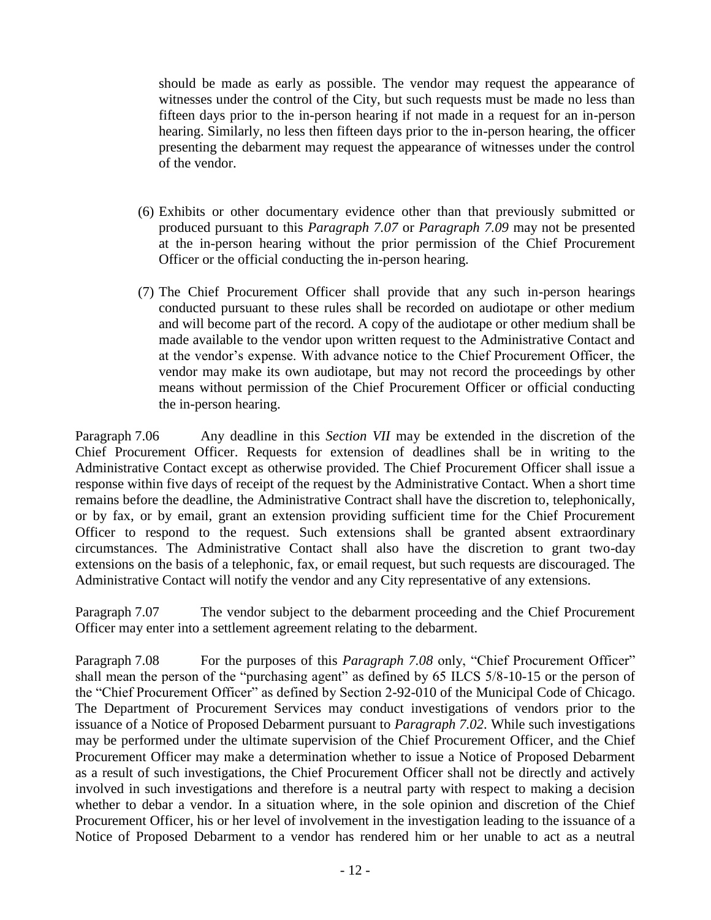should be made as early as possible. The vendor may request the appearance of witnesses under the control of the City, but such requests must be made no less than fifteen days prior to the in-person hearing if not made in a request for an in-person hearing. Similarly, no less then fifteen days prior to the in-person hearing, the officer presenting the debarment may request the appearance of witnesses under the control of the vendor.

(6) Exhibits or other documentary evidence other than that previously submitted or produced pursuant to this *Paragraph 7.07* or *Paragraph 7.09* may not be presented at the in-person hearing without the prior permission of the Chief Procurement Officer or the official conducting the in-person hearing.

(7) The Chief Procurement Officer shall provide that any such in-person hearings conducted pursuant to these rules shall be recorded on audiotape or other medium and will become part of the record. A copy of the audiotape or other medium shall be made available to the vendor upon written request to the Administrative Contact and at the vendor's expense. With advance notice to the Chief Procurement Officer, the vendor may make its own audiotape, but may not record the proceedings by other means without permission of the Chief Procurement Officer or official conducting the in-person hearing.

Paragraph 7.06 Any deadline in this *Section VII* may be extended in the discretion of the Chief Procurement Officer. Requests for extension of deadlines shall be in writing to the Administrative Contact except as otherwise provided. The Chief Procurement Officer shall issue a response within five days of receipt of the request by the Administrative Contact. When a short time remains before the deadline, the Administrative Contract shall have the discretion to, telephonically, or by fax, or by email, grant an extension providing sufficient time for the Chief Procurement Officer to respond to the request. Such extensions shall be granted absent extraordinary circumstances. The Administrative Contact shall also have the discretion to grant two-day extensions on the basis of a telephonic, fax, or email request, but such requests are discouraged. The Administrative Contact will notify the vendor and any City representative of any extensions.

Paragraph 7.07 The vendor subject to the debarment proceeding and the Chief Procurement Officer may enter into a settlement agreement relating to the debarment.

Paragraph 7.08 For the purposes of this *Paragraph 7.08* only, "Chief Procurement Officer" shall mean the person of the "purchasing agent" as defined by 65 ILCS 5/8-10-15 or the person of the "Chief Procurement Officer" as defined by Section 2-92-010 of the Municipal Code of Chicago. The Department of Procurement Services may conduct investigations of vendors prior to the issuance of a Notice of Proposed Debarment pursuant to *Paragraph 7.02*. While such investigations may be performed under the ultimate supervision of the Chief Procurement Officer, and the Chief Procurement Officer may make a determination whether to issue a Notice of Proposed Debarment as a result of such investigations, the Chief Procurement Officer shall not be directly and actively involved in such investigations and therefore is a neutral party with respect to making a decision whether to debar a vendor. In a situation where, in the sole opinion and discretion of the Chief Procurement Officer, his or her level of involvement in the investigation leading to the issuance of a Notice of Proposed Debarment to a vendor has rendered him or her unable to act as a neutral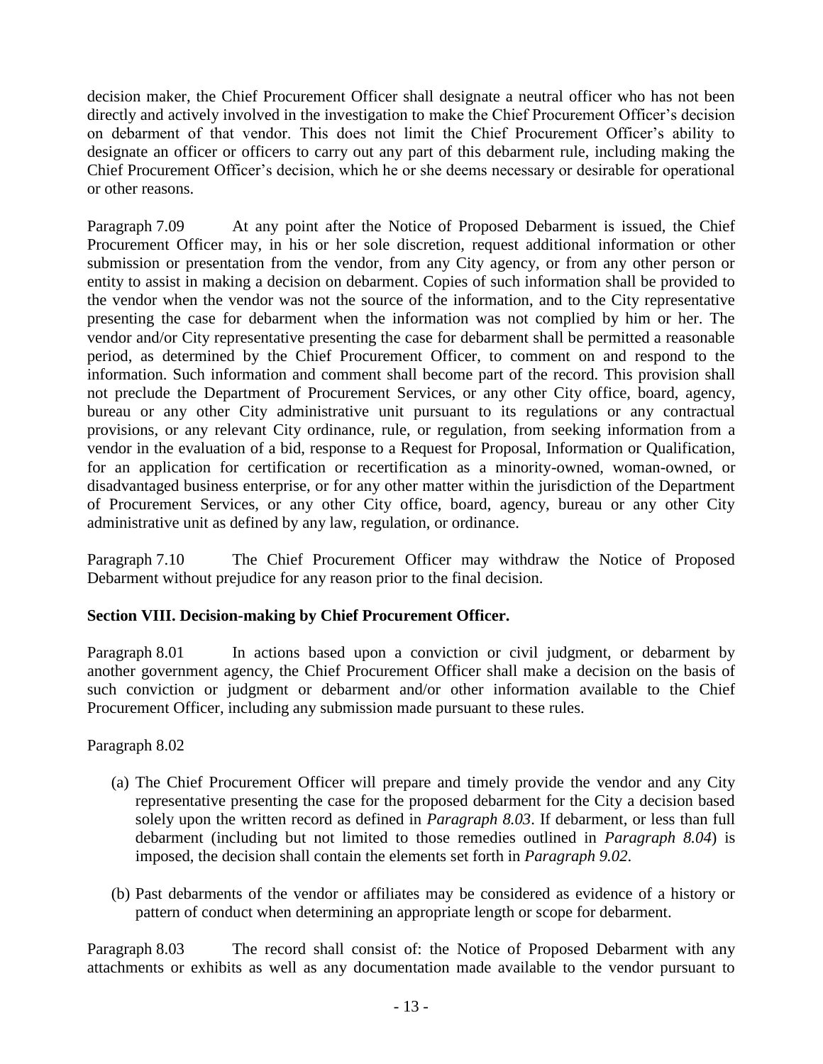decision maker, the Chief Procurement Officer shall designate a neutral officer who has not been directly and actively involved in the investigation to make the Chief Procurement Officer's decision on debarment of that vendor. This does not limit the Chief Procurement Officer's ability to designate an officer or officers to carry out any part of this debarment rule, including making the Chief Procurement Officer's decision, which he or she deems necessary or desirable for operational or other reasons.

Paragraph 7.09 At any point after the Notice of Proposed Debarment is issued, the Chief Procurement Officer may, in his or her sole discretion, request additional information or other submission or presentation from the vendor, from any City agency, or from any other person or entity to assist in making a decision on debarment. Copies of such information shall be provided to the vendor when the vendor was not the source of the information, and to the City representative presenting the case for debarment when the information was not complied by him or her. The vendor and/or City representative presenting the case for debarment shall be permitted a reasonable period, as determined by the Chief Procurement Officer, to comment on and respond to the information. Such information and comment shall become part of the record. This provision shall not preclude the Department of Procurement Services, or any other City office, board, agency, bureau or any other City administrative unit pursuant to its regulations or any contractual provisions, or any relevant City ordinance, rule, or regulation, from seeking information from a vendor in the evaluation of a bid, response to a Request for Proposal, Information or Qualification, for an application for certification or recertification as a minority-owned, woman-owned, or disadvantaged business enterprise, or for any other matter within the jurisdiction of the Department of Procurement Services, or any other City office, board, agency, bureau or any other City administrative unit as defined by any law, regulation, or ordinance.

Paragraph 7.10 The Chief Procurement Officer may withdraw the Notice of Proposed Debarment without prejudice for any reason prior to the final decision.

**Section VIII. Decision-making by Chief Procurement Officer.**

Paragraph 8.01 In actions based upon a conviction or civil judgment, or debarment by another government agency, the Chief Procurement Officer shall make a decision on the basis of such conviction or judgment or debarment and/or other information available to the Chief Procurement Officer, including any submission made pursuant to these rules.

Paragraph 8.02

(a) The Chief Procurement Officer will prepare and timely provide the vendor and any City representative presenting the case for the proposed debarment for the City a decision based solely upon the written record as defined in *Paragraph 8.03*. If debarment, or less than full debarment (including but not limited to those remedies outlined in *Paragraph 8.04*) is imposed, the decision shall contain the elements set forth in *Paragraph 9.02*.

(b) Past debarments of the vendor or affiliates may be considered as evidence of a history or pattern of conduct when determining an appropriate length or scope for debarment.

Paragraph 8.03 The record shall consist of: the Notice of Proposed Debarment with any attachments or exhibits as well as any documentation made available to the vendor pursuant to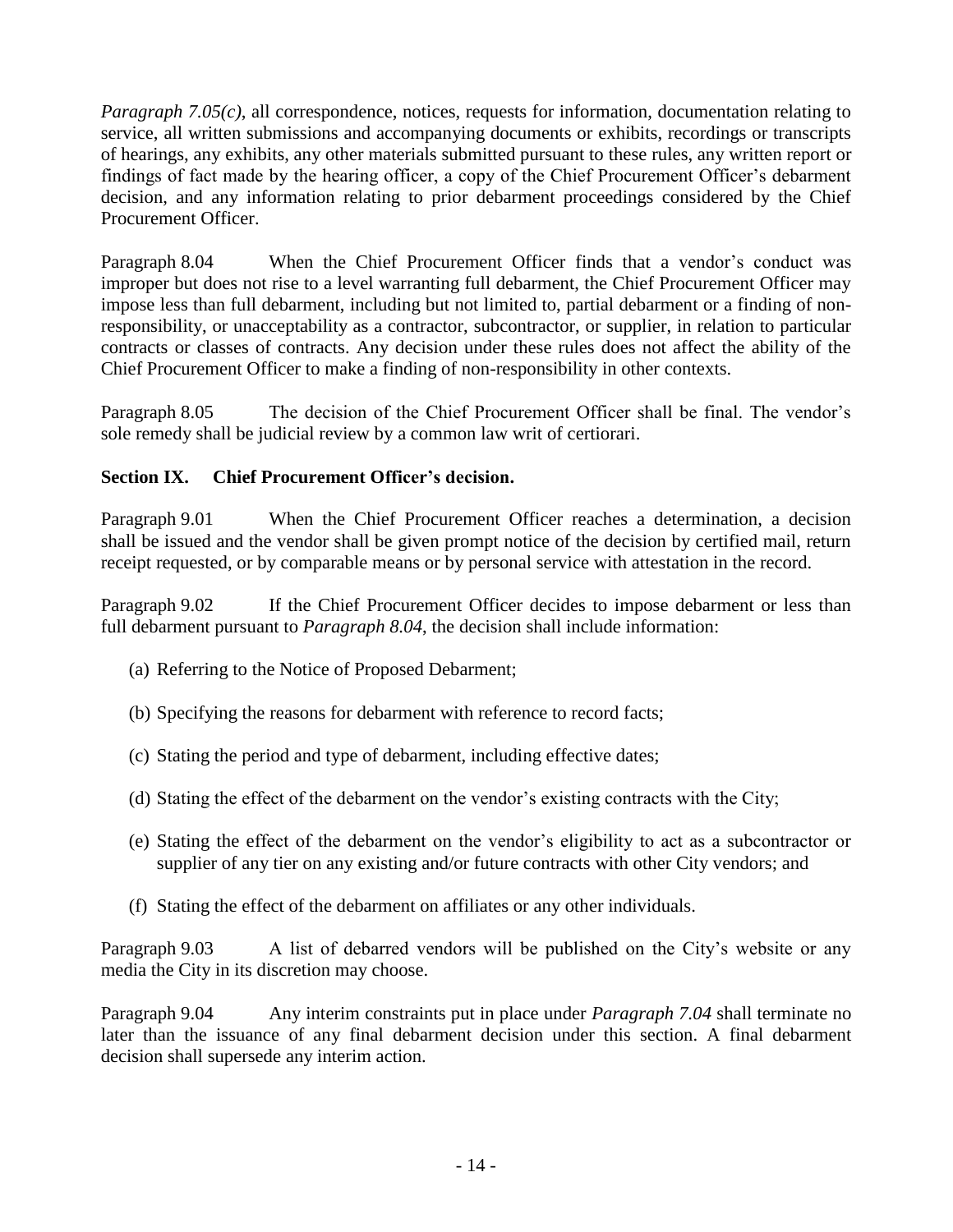*Paragraph 7.05(c)*, all correspondence, notices, requests for information, documentation relating to service, all written submissions and accompanying documents or exhibits, recordings or transcripts of hearings, any exhibits, any other materials submitted pursuant to these rules, any written report or findings of fact made by the hearing officer, a copy of the Chief Procurement Officer's debarment decision, and any information relating to prior debarment proceedings considered by the Chief Procurement Officer.

Paragraph 8.04 When the Chief Procurement Officer finds that a vendor's conduct was improper but does not rise to a level warranting full debarment, the Chief Procurement Officer may impose less than full debarment, including but not limited to, partial debarment or a finding of non-responsibility, or unacceptability as a contractor, subcontractor, or supplier, in relation to particular contracts or classes of contracts. Any decision under these rules does not affect the ability of the Chief Procurement Officer to make a finding of non-responsibility in other contexts.

Paragraph 8.05 The decision of the Chief Procurement Officer shall be final. The vendor's sole remedy shall be judicial review by a common law writ of certiorari.

**Section IX. Chief Procurement Officer's decision.**

Paragraph 9.01 When the Chief Procurement Officer reaches a determination, a decision shall be issued and the vendor shall be given prompt notice of the decision by certified mail, return receipt requested, or by comparable means or by personal service with attestation in the record.

Paragraph 9.02 If the Chief Procurement Officer decides to impose debarment or less than full debarment pursuant to *Paragraph 8.04*, the decision shall include information:

(a) Referring to the Notice of Proposed Debarment;

(b) Specifying the reasons for debarment with reference to record facts;

(c) Stating the period and type of debarment, including effective dates;

(d) Stating the effect of the debarment on the vendor's existing contracts with the City;

(e) Stating the effect of the debarment on the vendor's eligibility to act as a subcontractor or supplier of any tier on any existing and/or future contracts with other City vendors; and

(f) Stating the effect of the debarment on affiliates or any other individuals.

Paragraph 9.03 A list of debarred vendors will be published on the City's website or any media the City in its discretion may choose.

Paragraph 9.04 Any interim constraints put in place under *Paragraph 7.04* shall terminate no later than the issuance of any final debarment decision under this section. A final debarment decision shall supersede any interim action.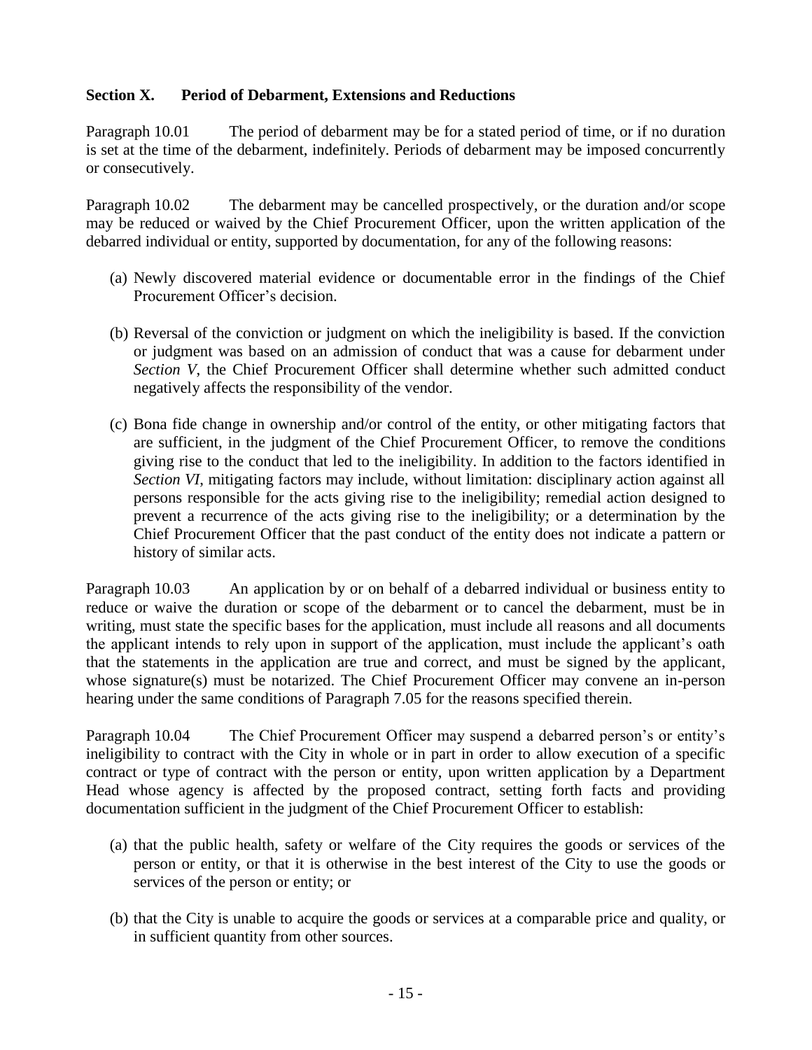### Section X. Period of Debarment, Extensions and Reductions

Paragraph 10.01 The period of debarment may be for a stated period of time, or if no duration is set at the time of the debarment, indefinitely. Periods of debarment may be imposed concurrently or consecutively.

Paragraph 10.02 The debarment may be cancelled prospectively, or the duration and/or scope may be reduced or waived by the Chief Procurement Officer, upon the written application of the debarred individual or entity, supported by documentation, for any of the following reasons:

(a) Newly discovered material evidence or documentable error in the findings of the Chief Procurement Officer's decision.

(b) Reversal of the conviction or judgment on which the ineligibility is based. If the conviction or judgment was based on an admission of conduct that was a cause for debarment under *Section V*, the Chief Procurement Officer shall determine whether such admitted conduct negatively affects the responsibility of the vendor.

(c) Bona fide change in ownership and/or control of the entity, or other mitigating factors that are sufficient, in the judgment of the Chief Procurement Officer, to remove the conditions giving rise to the conduct that led to the ineligibility. In addition to the factors identified in *Section VI*, mitigating factors may include, without limitation: disciplinary action against all persons responsible for the acts giving rise to the ineligibility; remedial action designed to prevent a recurrence of the acts giving rise to the ineligibility; or a determination by the Chief Procurement Officer that the past conduct of the entity does not indicate a pattern or history of similar acts.

Paragraph 10.03 An application by or on behalf of a debarred individual or business entity to reduce or waive the duration or scope of the debarment or to cancel the debarment, must be in writing, must state the specific bases for the application, must include all reasons and all documents the applicant intends to rely upon in support of the application, must include the applicant's oath that the statements in the application are true and correct, and must be signed by the applicant, whose signature(s) must be notarized. The Chief Procurement Officer may convene an in-person hearing under the same conditions of Paragraph 7.05 for the reasons specified therein.

Paragraph 10.04 The Chief Procurement Officer may suspend a debarred person's or entity's ineligibility to contract with the City in whole or in part in order to allow execution of a specific contract or type of contract with the person or entity, upon written application by a Department Head whose agency is affected by the proposed contract, setting forth facts and providing documentation sufficient in the judgment of the Chief Procurement Officer to establish:

(a) that the public health, safety or welfare of the City requires the goods or services of the person or entity, or that it is otherwise in the best interest of the City to use the goods or services of the person or entity; or

(b) that the City is unable to acquire the goods or services at a comparable price and quality, or in sufficient quantity from other sources.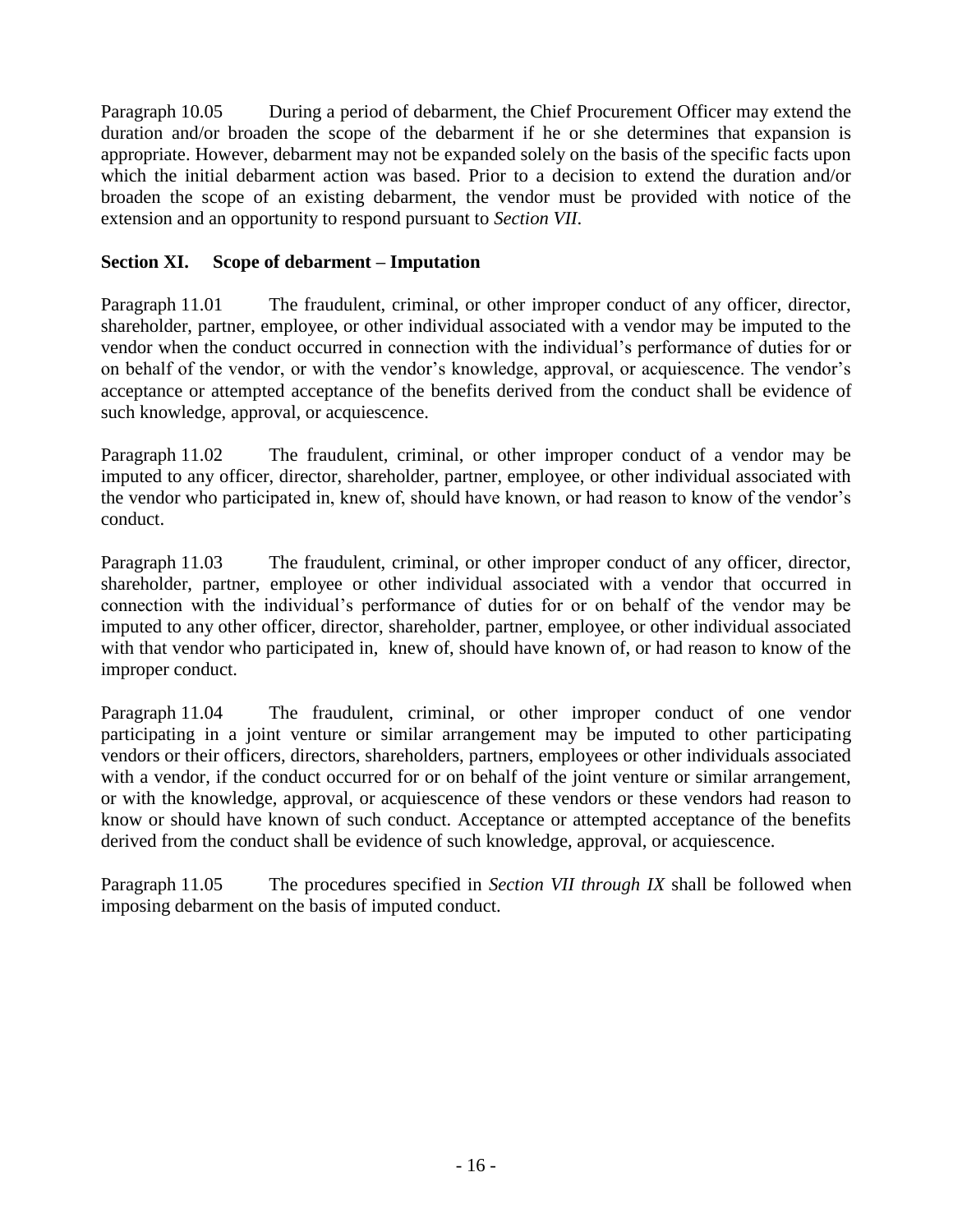Paragraph 10.05 During a period of debarment, the Chief Procurement Officer may extend the duration and/or broaden the scope of the debarment if he or she determines that expansion is appropriate. However, debarment may not be expanded solely on the basis of the specific facts upon which the initial debarment action was based. Prior to a decision to extend the duration and/or broaden the scope of an existing debarment, the vendor must be provided with notice of the extension and an opportunity to respond pursuant to *Section VII*.

**Section XI. Scope of debarment – Imputation**

Paragraph 11.01 The fraudulent, criminal, or other improper conduct of any officer, director, shareholder, partner, employee, or other individual associated with a vendor may be imputed to the vendor when the conduct occurred in connection with the individual's performance of duties for or on behalf of the vendor, or with the vendor's knowledge, approval, or acquiescence. The vendor's acceptance or attempted acceptance of the benefits derived from the conduct shall be evidence of such knowledge, approval, or acquiescence.

Paragraph 11.02 The fraudulent, criminal, or other improper conduct of a vendor may be imputed to any officer, director, shareholder, partner, employee, or other individual associated with the vendor who participated in, knew of, should have known, or had reason to know of the vendor's conduct.

Paragraph 11.03 The fraudulent, criminal, or other improper conduct of any officer, director, shareholder, partner, employee or other individual associated with a vendor that occurred in connection with the individual's performance of duties for or on behalf of the vendor may be imputed to any other officer, director, shareholder, partner, employee, or other individual associated with that vendor who participated in, knew of, should have known of, or had reason to know of the improper conduct.

Paragraph 11.04 The fraudulent, criminal, or other improper conduct of one vendor participating in a joint venture or similar arrangement may be imputed to other participating vendors or their officers, directors, shareholders, partners, employees or other individuals associated with a vendor, if the conduct occurred for or on behalf of the joint venture or similar arrangement, or with the knowledge, approval, or acquiescence of these vendors or these vendors had reason to know or should have known of such conduct. Acceptance or attempted acceptance of the benefits derived from the conduct shall be evidence of such knowledge, approval, or acquiescence.

Paragraph 11.05 The procedures specified in *Section VII through IX* shall be followed when imposing debarment on the basis of imputed conduct.